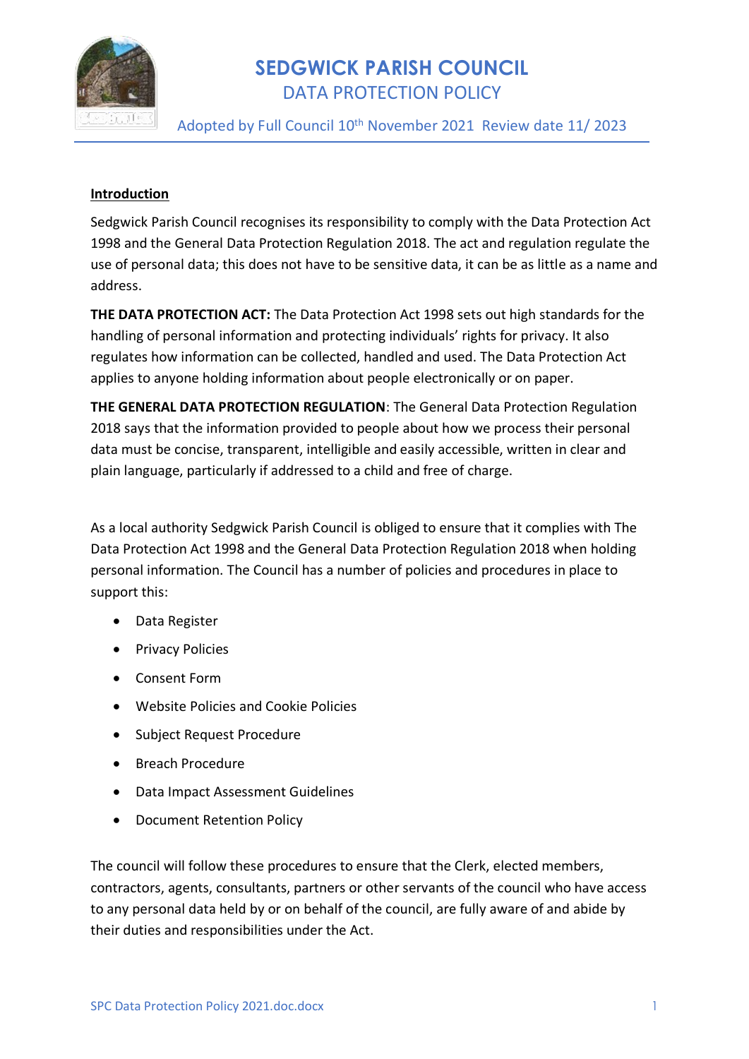# SEDGWICK PARISH COUNCIL

## DATA PROTECTION POLICY

Adopted by Full Council 10th November 2021 Review date 11/ 2023

**Introduction**

Sedgwick Parish Council recognises its responsibility to comply with the Data Protection Act 1998 and the General Data Protection Regulation 2018. The act and regulation regulate the use of personal data; this does not have to be sensitive data, it can be as little as a name and address.

**THE DATA PROTECTION ACT:** The Data Protection Act 1998 sets out high standards for the handling of personal information and protecting individuals' rights for privacy. It also regulates how information can be collected, handled and used. The Data Protection Act applies to anyone holding information about people electronically or on paper.

**THE GENERAL DATA PROTECTION REGULATION**: The General Data Protection Regulation 2018 says that the information provided to people about how we process their personal data must be concise, transparent, intelligible and easily accessible, written in clear and plain language, particularly if addressed to a child and free of charge.

As a local authority Sedgwick Parish Council is obliged to ensure that it complies with The Data Protection Act 1998 and the General Data Protection Regulation 2018 when holding personal information. The Council has a number of policies and procedures in place to support this:

- Data Register
- Privacy Policies
- Consent Form
- Website Policies and Cookie Policies
- Subject Request Procedure
- Breach Procedure
- Data Impact Assessment Guidelines
- Document Retention Policy

The council will follow these procedures to ensure that the Clerk, elected members, contractors, agents, consultants, partners or other servants of the council who have access to any personal data held by or on behalf of the council, are fully aware of and abide by their duties and responsibilities under the Act.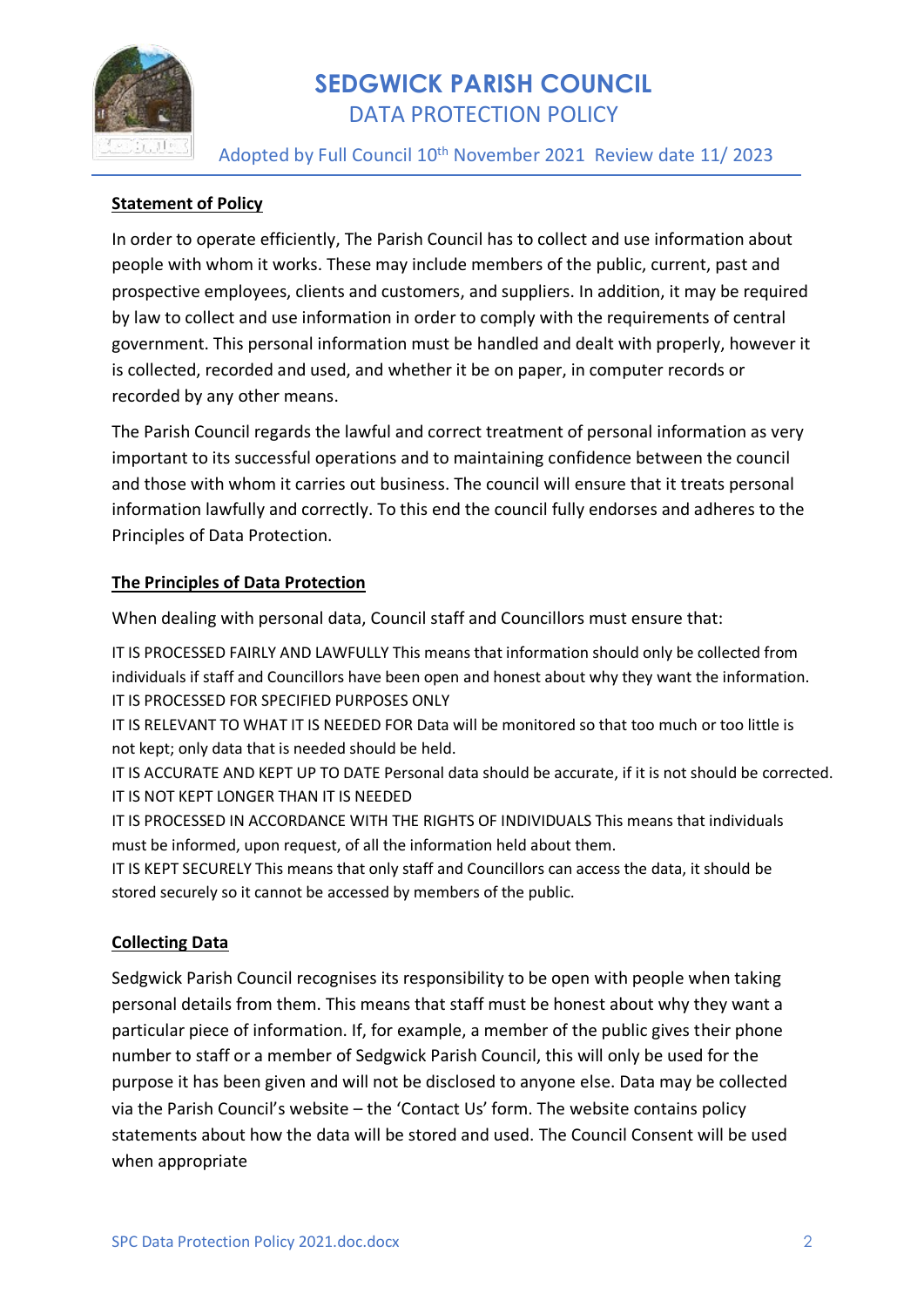# SEDGWICK PARISH COUNCIL
## DATA PROTECTION POLICY

Adopted by Full Council 10th November 2021 Review date 11/ 2023

**Statement of Policy**

In order to operate efficiently, The Parish Council has to collect and use information about people with whom it works. These may include members of the public, current, past and prospective employees, clients and customers, and suppliers. In addition, it may be required by law to collect and use information in order to comply with the requirements of central government. This personal information must be handled and dealt with properly, however it is collected, recorded and used, and whether it be on paper, in computer records or recorded by any other means.

The Parish Council regards the lawful and correct treatment of personal information as very important to its successful operations and to maintaining confidence between the council and those with whom it carries out business. The council will ensure that it treats personal information lawfully and correctly. To this end the council fully endorses and adheres to the Principles of Data Protection.

**The Principles of Data Protection**

When dealing with personal data, Council staff and Councillors must ensure that:

IT IS PROCESSED FAIRLY AND LAWFULLY This means that information should only be collected from individuals if staff and Councillors have been open and honest about why they want the information.
IT IS PROCESSED FOR SPECIFIED PURPOSES ONLY
IT IS RELEVANT TO WHAT IT IS NEEDED FOR Data will be monitored so that too much or too little is not kept; only data that is needed should be held.
IT IS ACCURATE AND KEPT UP TO DATE Personal data should be accurate, if it is not should be corrected.
IT IS NOT KEPT LONGER THAN IT IS NEEDED
IT IS PROCESSED IN ACCORDANCE WITH THE RIGHTS OF INDIVIDUALS This means that individuals must be informed, upon request, of all the information held about them.
IT IS KEPT SECURELY This means that only staff and Councillors can access the data, it should be stored securely so it cannot be accessed by members of the public.

**Collecting Data**

Sedgwick Parish Council recognises its responsibility to be open with people when taking personal details from them. This means that staff must be honest about why they want a particular piece of information. If, for example, a member of the public gives their phone number to staff or a member of Sedgwick Parish Council, this will only be used for the purpose it has been given and will not be disclosed to anyone else. Data may be collected via the Parish Council's website – the 'Contact Us' form. The website contains policy statements about how the data will be stored and used. The Council Consent will be used when appropriate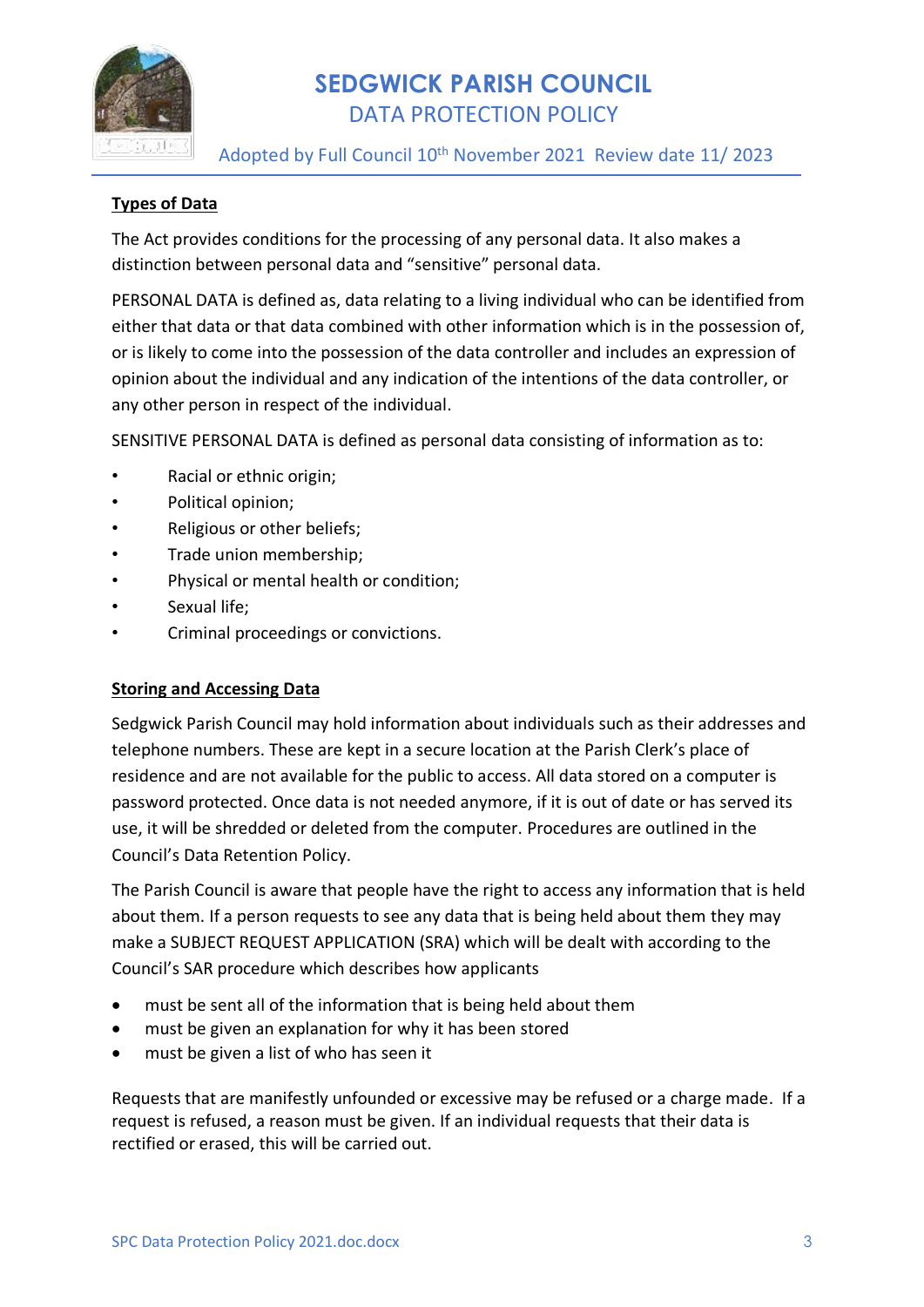**Types of Data**

The Act provides conditions for the processing of any personal data. It also makes a distinction between personal data and "sensitive" personal data.

PERSONAL DATA is defined as, data relating to a living individual who can be identified from either that data or that data combined with other information which is in the possession of, or is likely to come into the possession of the data controller and includes an expression of opinion about the individual and any indication of the intentions of the data controller, or any other person in respect of the individual.

SENSITIVE PERSONAL DATA is defined as personal data consisting of information as to:

- Racial or ethnic origin;
- Political opinion;
- Religious or other beliefs;
- Trade union membership;
- Physical or mental health or condition;
- Sexual life;
- Criminal proceedings or convictions.

**Storing and Accessing Data**

Sedgwick Parish Council may hold information about individuals such as their addresses and telephone numbers. These are kept in a secure location at the Parish Clerk's place of residence and are not available for the public to access. All data stored on a computer is password protected. Once data is not needed anymore, if it is out of date or has served its use, it will be shredded or deleted from the computer. Procedures are outlined in the Council's Data Retention Policy.

The Parish Council is aware that people have the right to access any information that is held about them. If a person requests to see any data that is being held about them they may make a SUBJECT REQUEST APPLICATION (SRA) which will be dealt with according to the Council's SAR procedure which describes how applicants

- must be sent all of the information that is being held about them
- must be given an explanation for why it has been stored
- must be given a list of who has seen it

Requests that are manifestly unfounded or excessive may be refused or a charge made. If a request is refused, a reason must be given. If an individual requests that their data is rectified or erased, this will be carried out.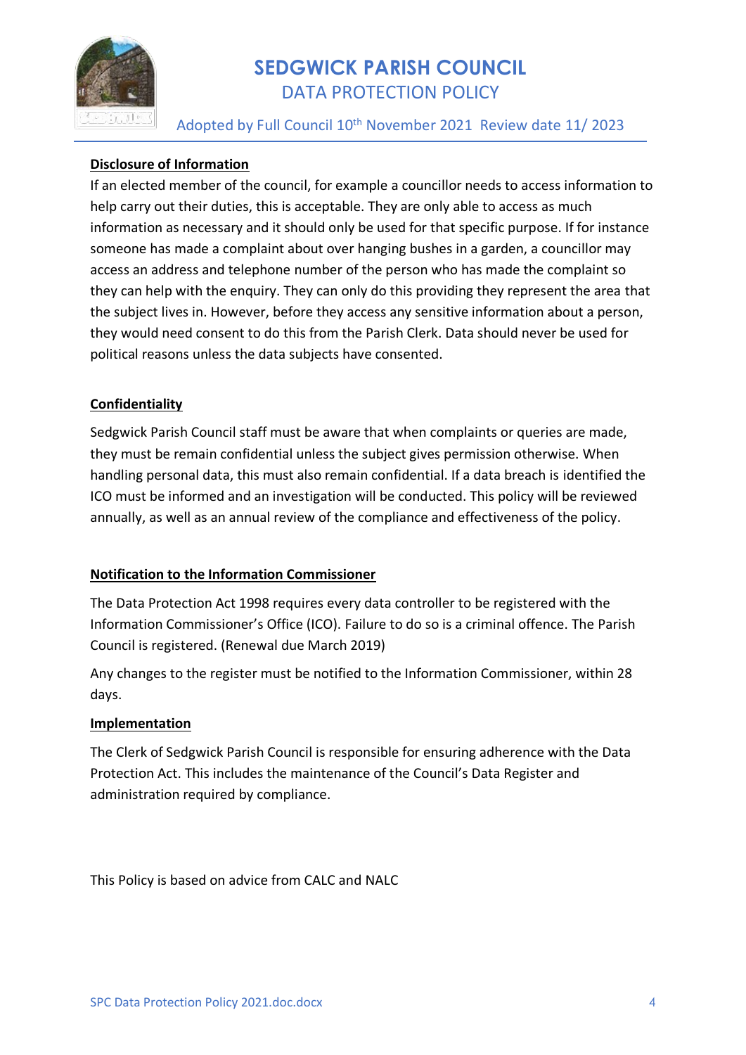**Disclosure of Information**

If an elected member of the council, for example a councillor needs to access information to help carry out their duties, this is acceptable. They are only able to access as much information as necessary and it should only be used for that specific purpose. If for instance someone has made a complaint about over hanging bushes in a garden, a councillor may access an address and telephone number of the person who has made the complaint so they can help with the enquiry. They can only do this providing they represent the area that the subject lives in. However, before they access any sensitive information about a person, they would need consent to do this from the Parish Clerk. Data should never be used for political reasons unless the data subjects have consented.

**Confidentiality**

Sedgwick Parish Council staff must be aware that when complaints or queries are made, they must be remain confidential unless the subject gives permission otherwise. When handling personal data, this must also remain confidential. If a data breach is identified the ICO must be informed and an investigation will be conducted. This policy will be reviewed annually, as well as an annual review of the compliance and effectiveness of the policy.

**Notification to the Information Commissioner**

The Data Protection Act 1998 requires every data controller to be registered with the Information Commissioner's Office (ICO). Failure to do so is a criminal offence. The Parish Council is registered. (Renewal due March 2019)

Any changes to the register must be notified to the Information Commissioner, within 28 days.

**Implementation**

The Clerk of Sedgwick Parish Council is responsible for ensuring adherence with the Data Protection Act. This includes the maintenance of the Council's Data Register and administration required by compliance.

This Policy is based on advice from CALC and NALC